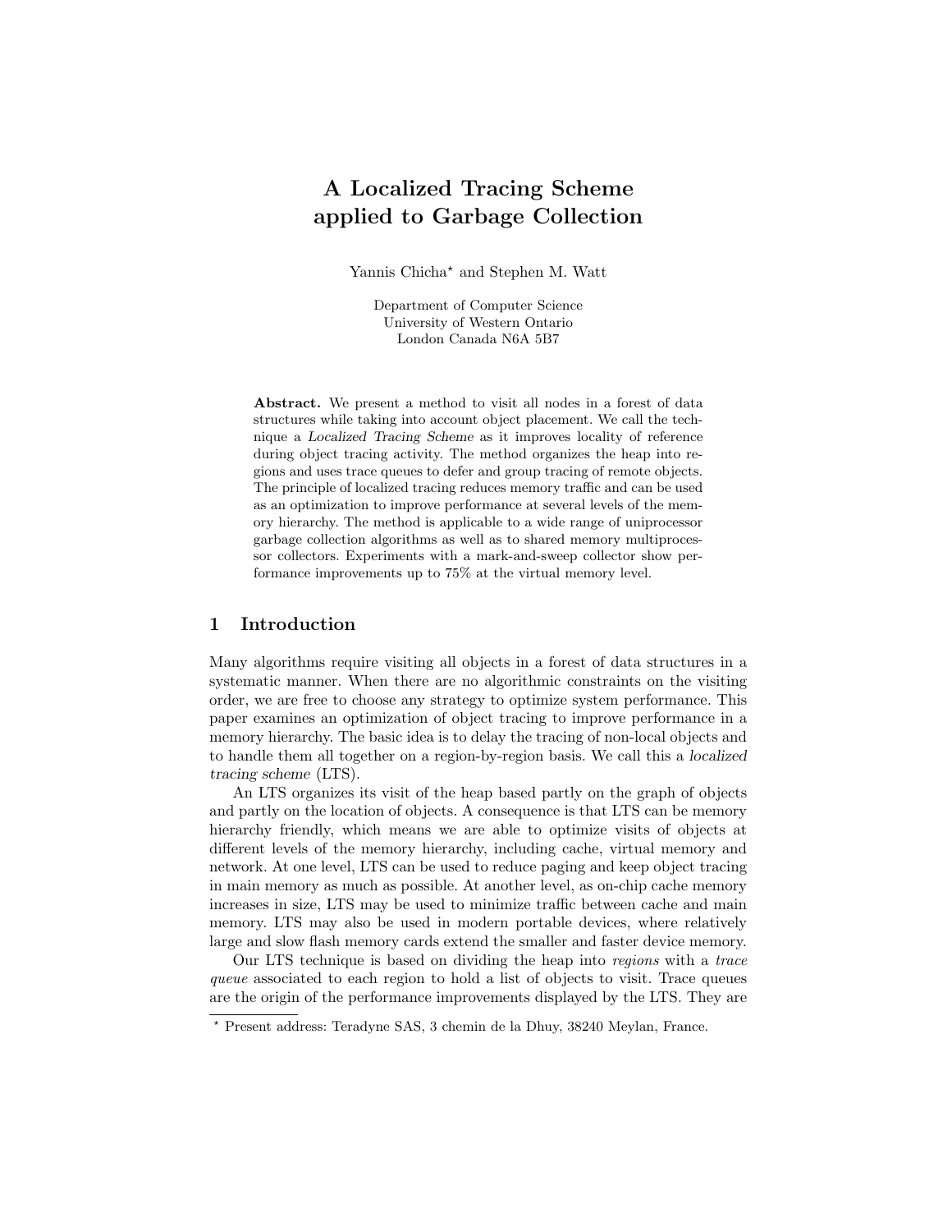# A Localized Tracing Scheme applied to Garbage Collection

Yannis Chicha* and Stephen M. Watt

Department of Computer Science
University of Western Ontario
London Canada N6A 5B7

**Abstract.** We present a method to visit all nodes in a forest of data structures while taking into account object placement. We call the technique a *Localized Tracing Scheme* as it improves locality of reference during object tracing activity. The method organizes the heap into regions and uses trace queues to defer and group tracing of remote objects. The principle of localized tracing reduces memory traffic and can be used as an optimization to improve performance at several levels of the memory hierarchy. The method is applicable to a wide range of uniprocessor garbage collection algorithms as well as to shared memory multiprocessor collectors. Experiments with a mark-and-sweep collector show performance improvements up to 75% at the virtual memory level.

## 1 Introduction

Many algorithms require visiting all objects in a forest of data structures in a systematic manner. When there are no algorithmic constraints on the visiting order, we are free to choose any strategy to optimize system performance. This paper examines an optimization of object tracing to improve performance in a memory hierarchy. The basic idea is to delay the tracing of non-local objects and to handle them all together on a region-by-region basis. We call this a *localized tracing scheme* (LTS).

An LTS organizes its visit of the heap based partly on the graph of objects and partly on the location of objects. A consequence is that LTS can be memory hierarchy friendly, which means we are able to optimize visits of objects at different levels of the memory hierarchy, including cache, virtual memory and network. At one level, LTS can be used to reduce paging and keep object tracing in main memory as much as possible. At another level, as on-chip cache memory increases in size, LTS may be used to minimize traffic between cache and main memory. LTS may also be used in modern portable devices, where relatively large and slow flash memory cards extend the smaller and faster device memory.

Our LTS technique is based on dividing the heap into *regions* with a *trace queue* associated to each region to hold a list of objects to visit. Trace queues are the origin of the performance improvements displayed by the LTS. They are

* Present address: Teradyne SAS, 3 chemin de la Dhuy, 38240 Meylan, France.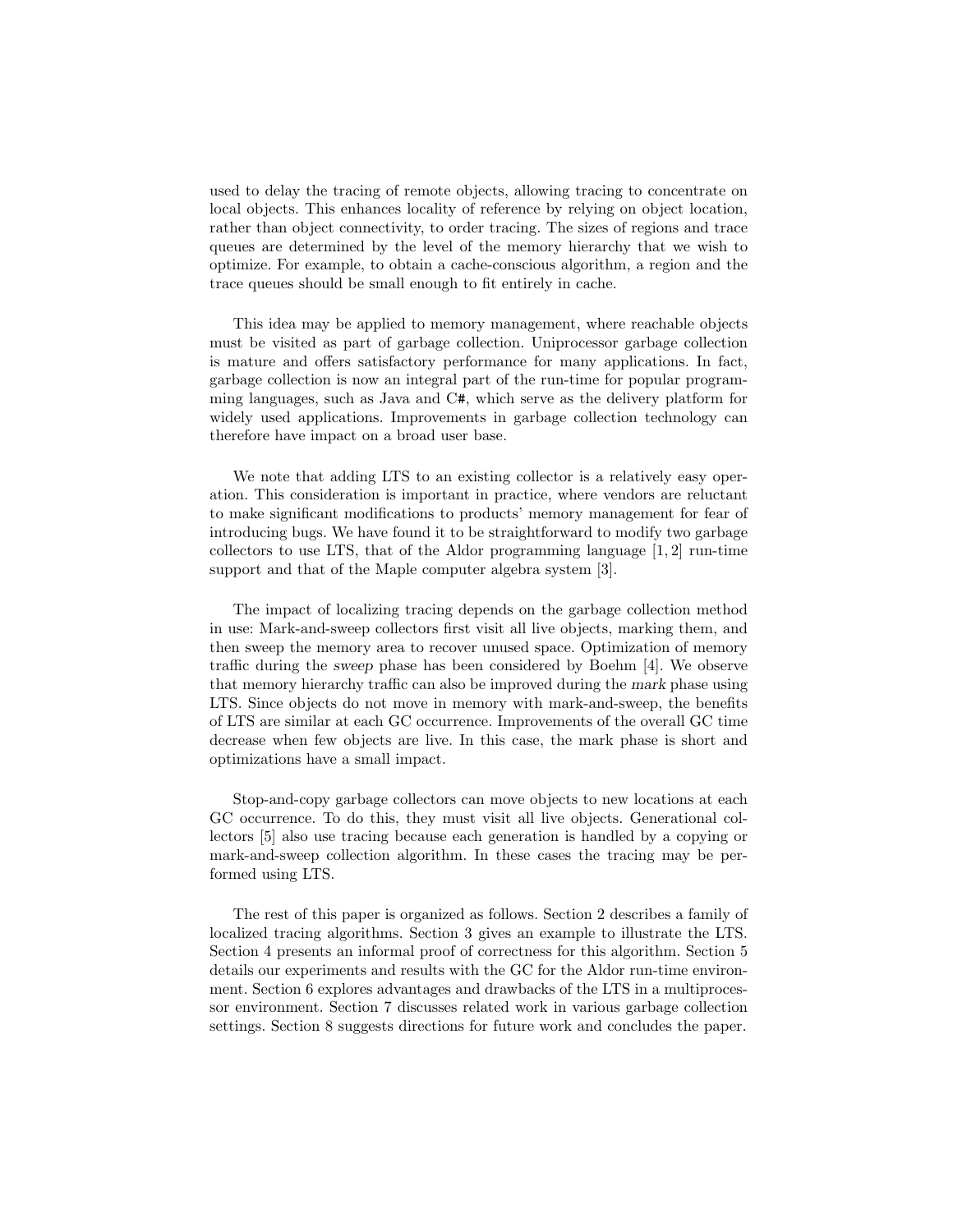used to delay the tracing of remote objects, allowing tracing to concentrate on local objects. This enhances locality of reference by relying on object location, rather than object connectivity, to order tracing. The sizes of regions and trace queues are determined by the level of the memory hierarchy that we wish to optimize. For example, to obtain a cache-conscious algorithm, a region and the trace queues should be small enough to fit entirely in cache.

This idea may be applied to memory management, where reachable objects must be visited as part of garbage collection. Uniprocessor garbage collection is mature and offers satisfactory performance for many applications. In fact, garbage collection is now an integral part of the run-time for popular programming languages, such as Java and C#, which serve as the delivery platform for widely used applications. Improvements in garbage collection technology can therefore have impact on a broad user base.

We note that adding LTS to an existing collector is a relatively easy operation. This consideration is important in practice, where vendors are reluctant to make significant modifications to products' memory management for fear of introducing bugs. We have found it to be straightforward to modify two garbage collectors to use LTS, that of the Aldor programming language [1, 2] run-time support and that of the Maple computer algebra system [3].

The impact of localizing tracing depends on the garbage collection method in use: Mark-and-sweep collectors first visit all live objects, marking them, and then sweep the memory area to recover unused space. Optimization of memory traffic during the *sweep* phase has been considered by Boehm [4]. We observe that memory hierarchy traffic can also be improved during the *mark* phase using LTS. Since objects do not move in memory with mark-and-sweep, the benefits of LTS are similar at each GC occurrence. Improvements of the overall GC time decrease when few objects are live. In this case, the mark phase is short and optimizations have a small impact.

Stop-and-copy garbage collectors can move objects to new locations at each GC occurrence. To do this, they must visit all live objects. Generational collectors [5] also use tracing because each generation is handled by a copying or mark-and-sweep collection algorithm. In these cases the tracing may be performed using LTS.

The rest of this paper is organized as follows. Section 2 describes a family of localized tracing algorithms. Section 3 gives an example to illustrate the LTS. Section 4 presents an informal proof of correctness for this algorithm. Section 5 details our experiments and results with the GC for the Aldor run-time environment. Section 6 explores advantages and drawbacks of the LTS in a multiprocessor environment. Section 7 discusses related work in various garbage collection settings. Section 8 suggests directions for future work and concludes the paper.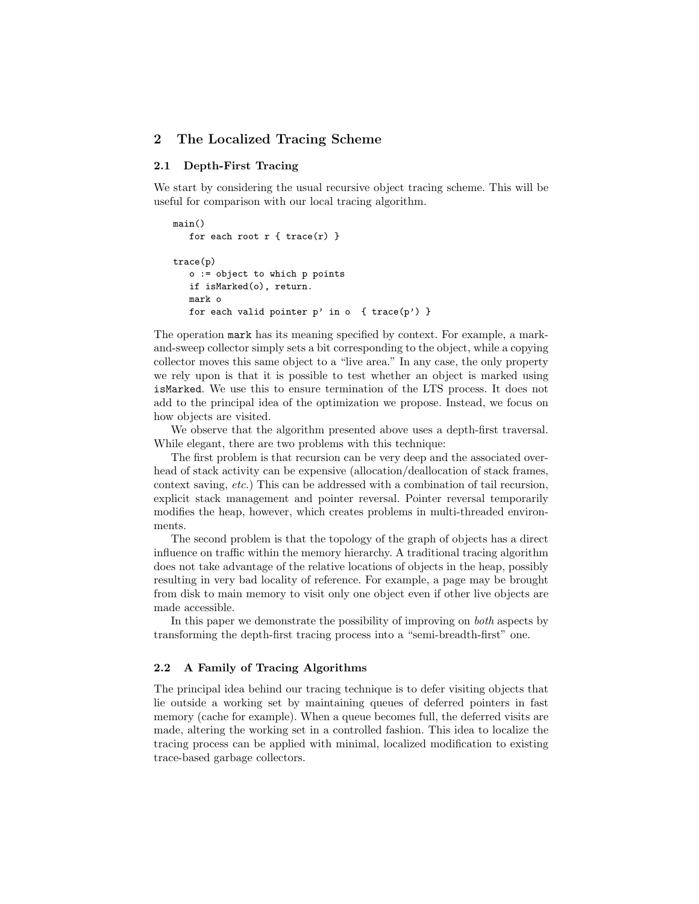## 2 The Localized Tracing Scheme

### 2.1 Depth-First Tracing

We start by considering the usual recursive object tracing scheme. This will be useful for comparison with our local tracing algorithm.

```
main()
   for each root r { trace(r) }

trace(p)
   o := object to which p points
   if isMarked(o), return.
   mark o
   for each valid pointer p' in o  { trace(p') }
```

The operation `mark` has its meaning specified by context. For example, a mark-and-sweep collector simply sets a bit corresponding to the object, while a copying collector moves this same object to a "live area." In any case, the only property we rely upon is that it is possible to test whether an object is marked using `isMarked`. We use this to ensure termination of the LTS process. It does not add to the principal idea of the optimization we propose. Instead, we focus on how objects are visited.

We observe that the algorithm presented above uses a depth-first traversal. While elegant, there are two problems with this technique:

The first problem is that recursion can be very deep and the associated overhead of stack activity can be expensive (allocation/deallocation of stack frames, context saving, *etc.*) This can be addressed with a combination of tail recursion, explicit stack management and pointer reversal. Pointer reversal temporarily modifies the heap, however, which creates problems in multi-threaded environments.

The second problem is that the topology of the graph of objects has a direct influence on traffic within the memory hierarchy. A traditional tracing algorithm does not take advantage of the relative locations of objects in the heap, possibly resulting in very bad locality of reference. For example, a page may be brought from disk to main memory to visit only one object even if other live objects are made accessible.

In this paper we demonstrate the possibility of improving on *both* aspects by transforming the depth-first tracing process into a "semi-breadth-first" one.

### 2.2 A Family of Tracing Algorithms

The principal idea behind our tracing technique is to defer visiting objects that lie outside a working set by maintaining queues of deferred pointers in fast memory (cache for example). When a queue becomes full, the deferred visits are made, altering the working set in a controlled fashion. This idea to localize the tracing process can be applied with minimal, localized modification to existing trace-based garbage collectors.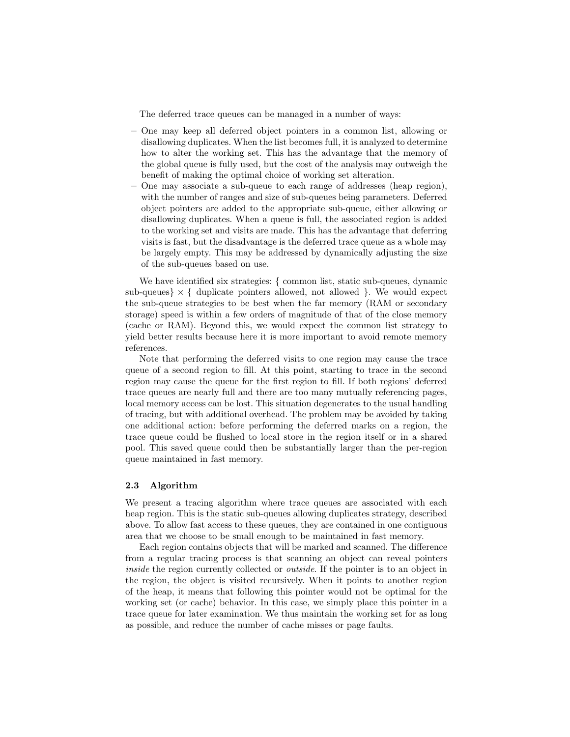The deferred trace queues can be managed in a number of ways:

- One may keep all deferred object pointers in a common list, allowing or disallowing duplicates. When the list becomes full, it is analyzed to determine how to alter the working set. This has the advantage that the memory of the global queue is fully used, but the cost of the analysis may outweigh the benefit of making the optimal choice of working set alteration.
- One may associate a sub-queue to each range of addresses (heap region), with the number of ranges and size of sub-queues being parameters. Deferred object pointers are added to the appropriate sub-queue, either allowing or disallowing duplicates. When a queue is full, the associated region is added to the working set and visits are made. This has the advantage that deferring visits is fast, but the disadvantage is the deferred trace queue as a whole may be largely empty. This may be addressed by dynamically adjusting the size of the sub-queues based on use.

We have identified six strategies: { common list, static sub-queues, dynamic sub-queues} × { duplicate pointers allowed, not allowed }. We would expect the sub-queue strategies to be best when the far memory (RAM or secondary storage) speed is within a few orders of magnitude of that of the close memory (cache or RAM). Beyond this, we would expect the common list strategy to yield better results because here it is more important to avoid remote memory references.

Note that performing the deferred visits to one region may cause the trace queue of a second region to fill. At this point, starting to trace in the second region may cause the queue for the first region to fill. If both regions' deferred trace queues are nearly full and there are too many mutually referencing pages, local memory access can be lost. This situation degenerates to the usual handling of tracing, but with additional overhead. The problem may be avoided by taking one additional action: before performing the deferred marks on a region, the trace queue could be flushed to local store in the region itself or in a shared pool. This saved queue could then be substantially larger than the per-region queue maintained in fast memory.

### 2.3 Algorithm

We present a tracing algorithm where trace queues are associated with each heap region. This is the static sub-queues allowing duplicates strategy, described above. To allow fast access to these queues, they are contained in one contiguous area that we choose to be small enough to be maintained in fast memory.

Each region contains objects that will be marked and scanned. The difference from a regular tracing process is that scanning an object can reveal pointers *inside* the region currently collected or *outside*. If the pointer is to an object in the region, the object is visited recursively. When it points to another region of the heap, it means that following this pointer would not be optimal for the working set (or cache) behavior. In this case, we simply place this pointer in a trace queue for later examination. We thus maintain the working set for as long as possible, and reduce the number of cache misses or page faults.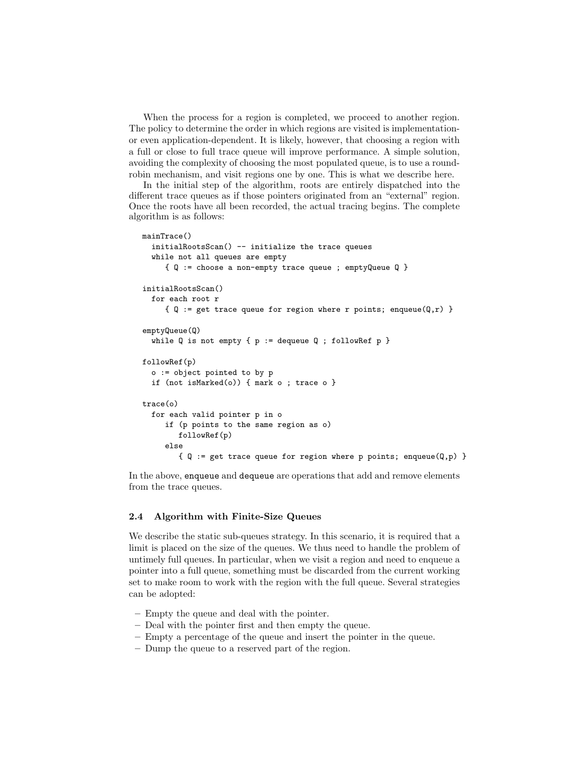When the process for a region is completed, we proceed to another region. The policy to determine the order in which regions are visited is implementation- or even application-dependent. It is likely, however, that choosing a region with a full or close to full trace queue will improve performance. A simple solution, avoiding the complexity of choosing the most populated queue, is to use a round-robin mechanism, and visit regions one by one. This is what we describe here.

In the initial step of the algorithm, roots are entirely dispatched into the different trace queues as if those pointers originated from an "external" region. Once the roots have all been recorded, the actual tracing begins. The complete algorithm is as follows:

```
mainTrace()
  initialRootsScan() -- initialize the trace queues
  while not all queues are empty
     { Q := choose a non-empty trace queue ; emptyQueue Q }

initialRootsScan()
  for each root r
     { Q := get trace queue for region where r points; enqueue(Q,r) }

emptyQueue(Q)
  while Q is not empty { p := dequeue Q ; followRef p }

followRef(p)
  o := object pointed to by p
  if (not isMarked(o)) { mark o ; trace o }

trace(o)
  for each valid pointer p in o
     if (p points to the same region as o)
        followRef(p)
     else
        { Q := get trace queue for region where p points; enqueue(Q,p) }
```

In the above, `enqueue` and `dequeue` are operations that add and remove elements from the trace queues.

### 2.4 Algorithm with Finite-Size Queues

We describe the static sub-queues strategy. In this scenario, it is required that a limit is placed on the size of the queues. We thus need to handle the problem of untimely full queues. In particular, when we visit a region and need to enqueue a pointer into a full queue, something must be discarded from the current working set to make room to work with the region with the full queue. Several strategies can be adopted:

- Empty the queue and deal with the pointer.
- Deal with the pointer first and then empty the queue.
- Empty a percentage of the queue and insert the pointer in the queue.
- Dump the queue to a reserved part of the region.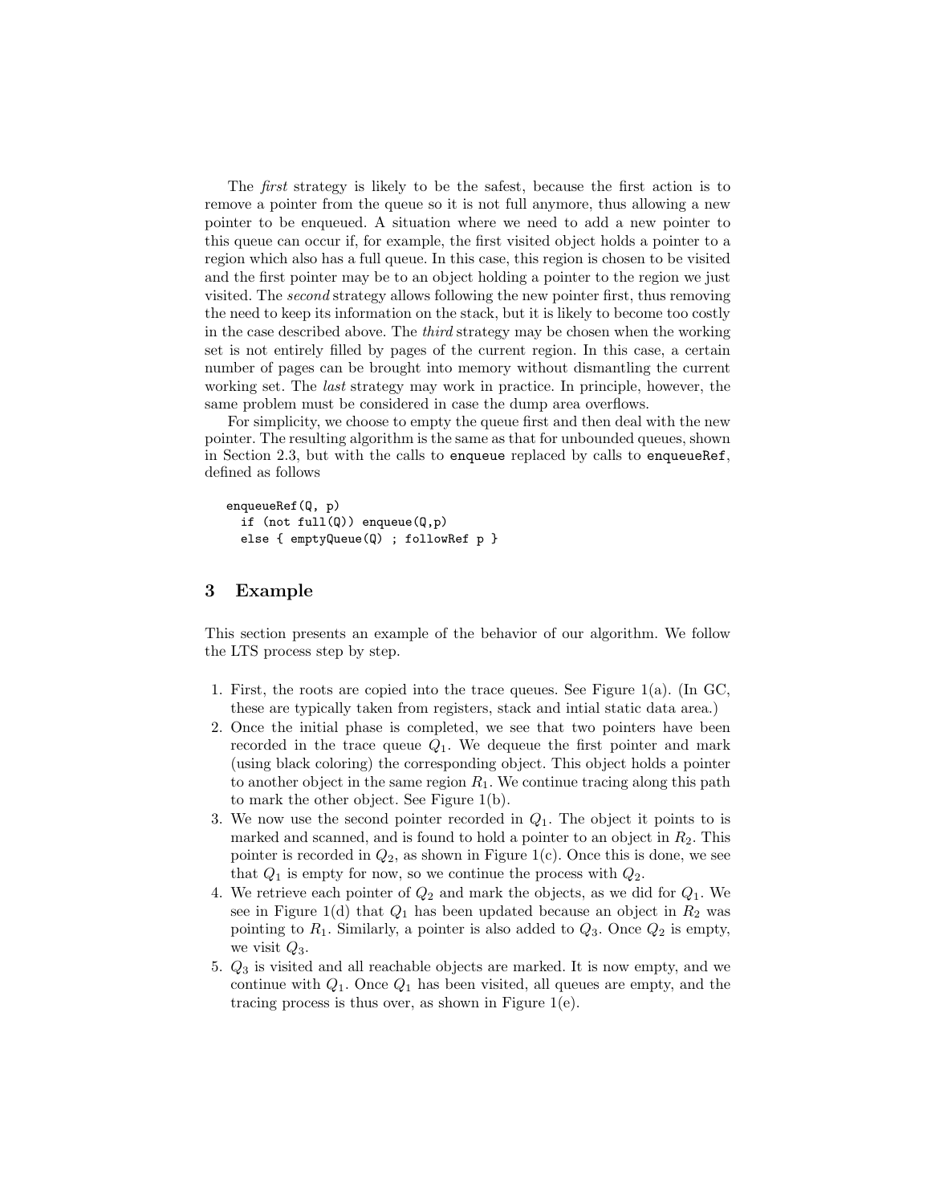The *first* strategy is likely to be the safest, because the first action is to remove a pointer from the queue so it is not full anymore, thus allowing a new pointer to be enqueued. A situation where we need to add a new pointer to this queue can occur if, for example, the first visited object holds a pointer to a region which also has a full queue. In this case, this region is chosen to be visited and the first pointer may be to an object holding a pointer to the region we just visited. The *second* strategy allows following the new pointer first, thus removing the need to keep its information on the stack, but it is likely to become too costly in the case described above. The *third* strategy may be chosen when the working set is not entirely filled by pages of the current region. In this case, a certain number of pages can be brought into memory without dismantling the current working set. The *last* strategy may work in practice. In principle, however, the same problem must be considered in case the dump area overflows.

For simplicity, we choose to empty the queue first and then deal with the new pointer. The resulting algorithm is the same as that for unbounded queues, shown in Section 2.3, but with the calls to `enqueue` replaced by calls to `enqueueRef`, defined as follows

```
enqueueRef(Q, p)
  if (not full(Q)) enqueue(Q,p)
  else { emptyQueue(Q) ; followRef p }
```

## 3 Example

This section presents an example of the behavior of our algorithm. We follow the LTS process step by step.

1. First, the roots are copied into the trace queues. See Figure 1(a). (In GC, these are typically taken from registers, stack and intial static data area.)
2. Once the initial phase is completed, we see that two pointers have been recorded in the trace queue $Q_1$. We dequeue the first pointer and mark (using black coloring) the corresponding object. This object holds a pointer to another object in the same region $R_1$. We continue tracing along this path to mark the other object. See Figure 1(b).
3. We now use the second pointer recorded in $Q_1$. The object it points to is marked and scanned, and is found to hold a pointer to an object in $R_2$. This pointer is recorded in $Q_2$, as shown in Figure 1(c). Once this is done, we see that $Q_1$ is empty for now, so we continue the process with $Q_2$.
4. We retrieve each pointer of $Q_2$ and mark the objects, as we did for $Q_1$. We see in Figure 1(d) that $Q_1$ has been updated because an object in $R_2$ was pointing to $R_1$. Similarly, a pointer is also added to $Q_3$. Once $Q_2$ is empty, we visit $Q_3$.
5. $Q_3$ is visited and all reachable objects are marked. It is now empty, and we continue with $Q_1$. Once $Q_1$ has been visited, all queues are empty, and the tracing process is thus over, as shown in Figure 1(e).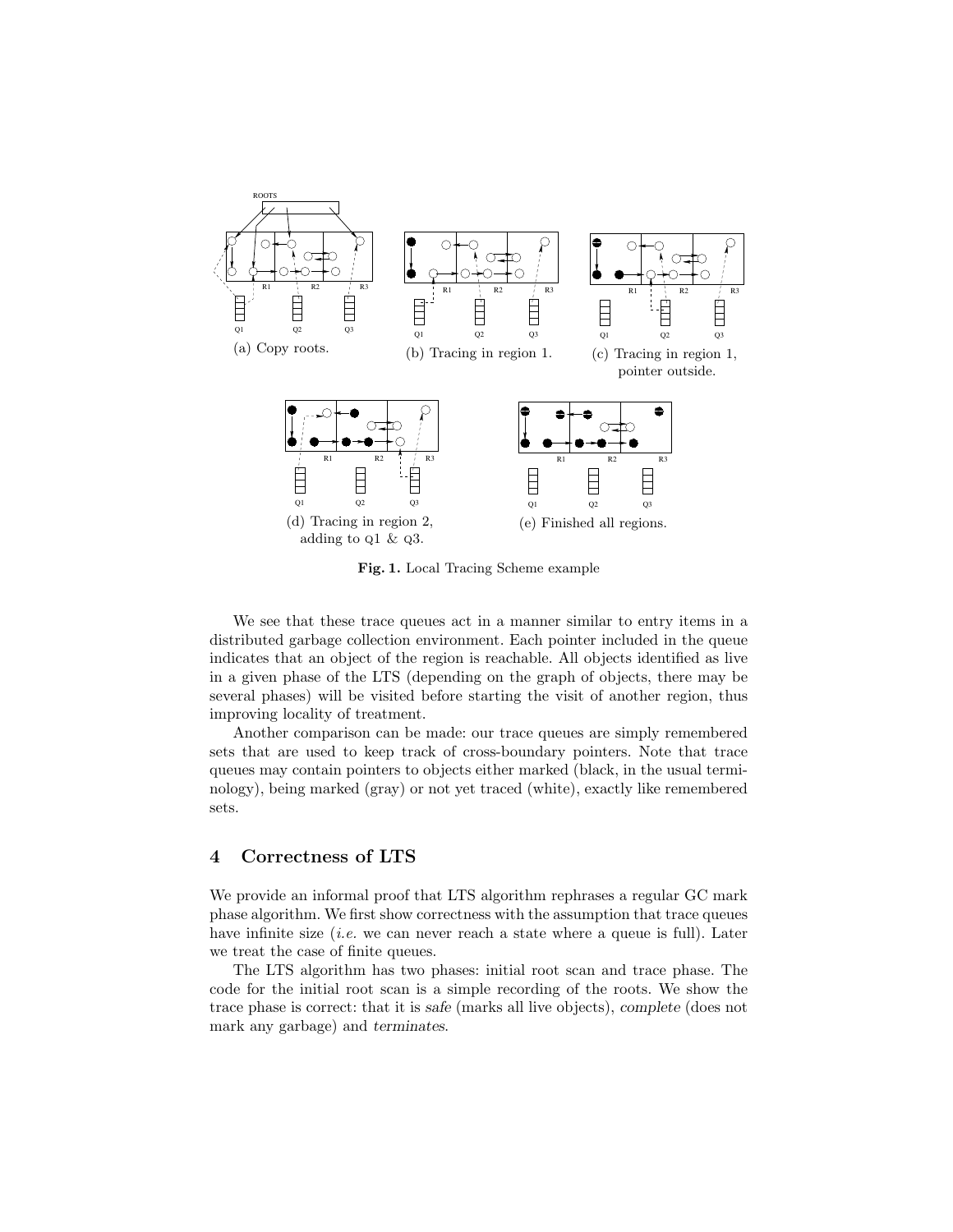(a) Copy roots.

(b) Tracing in region 1.

(c) Tracing in region 1, pointer outside.

(d) Tracing in region 2, adding to Q1 & Q3.

(e) Finished all regions.

**Fig. 1.** Local Tracing Scheme example

We see that these trace queues act in a manner similar to entry items in a distributed garbage collection environment. Each pointer included in the queue indicates that an object of the region is reachable. All objects identified as live in a given phase of the LTS (depending on the graph of objects, there may be several phases) will be visited before starting the visit of another region, thus improving locality of treatment.

Another comparison can be made: our trace queues are simply remembered sets that are used to keep track of cross-boundary pointers. Note that trace queues may contain pointers to objects either marked (black, in the usual terminology), being marked (gray) or not yet traced (white), exactly like remembered sets.

## 4 Correctness of LTS

We provide an informal proof that LTS algorithm rephrases a regular GC mark phase algorithm. We first show correctness with the assumption that trace queues have infinite size (*i.e.* we can never reach a state where a queue is full). Later we treat the case of finite queues.

The LTS algorithm has two phases: initial root scan and trace phase. The code for the initial root scan is a simple recording of the roots. We show the trace phase is correct: that it is *safe* (marks all live objects), *complete* (does not mark any garbage) and *terminates*.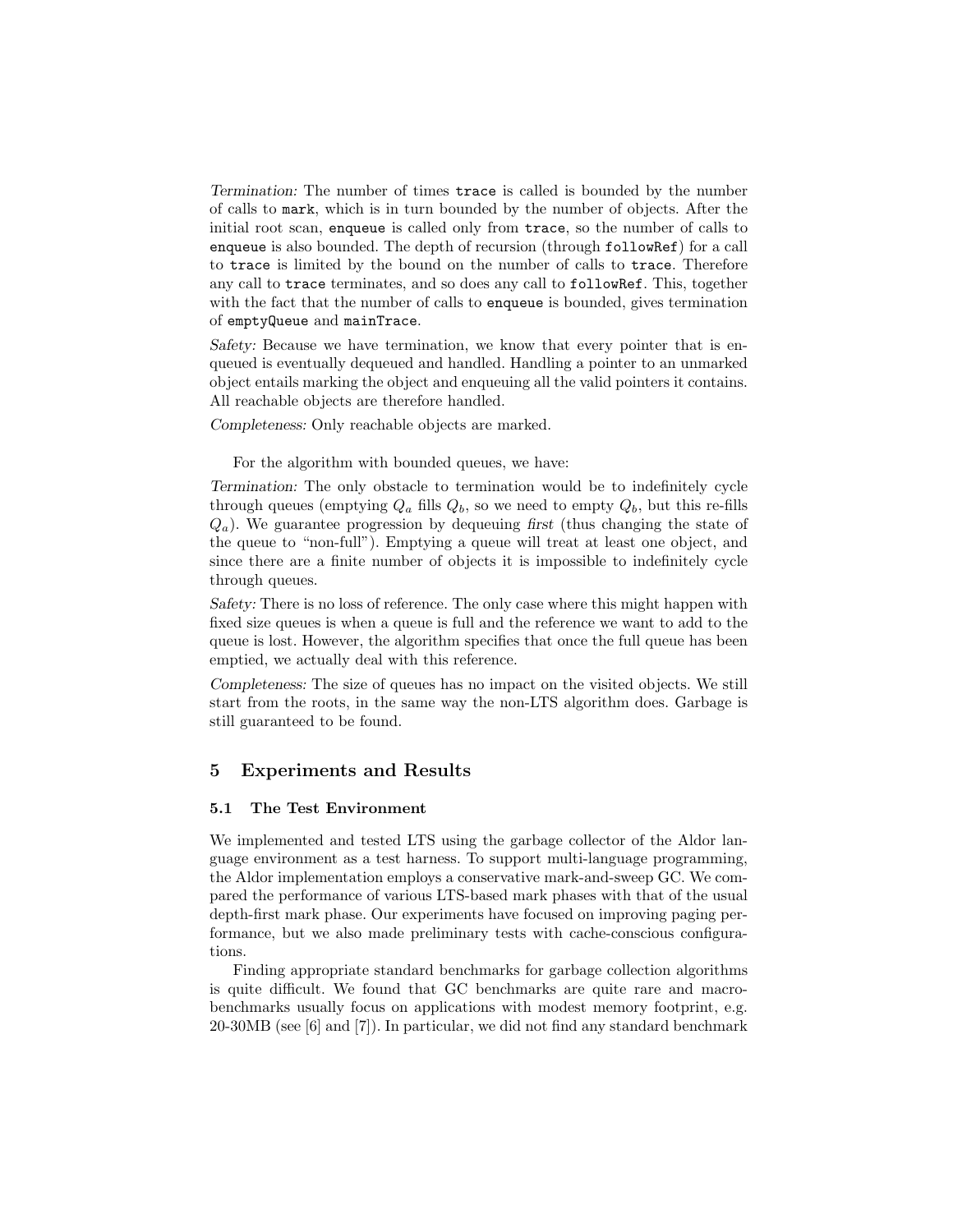*Termination:* The number of times `trace` is called is bounded by the number of calls to `mark`, which is in turn bounded by the number of objects. After the initial root scan, `enqueue` is called only from `trace`, so the number of calls to `enqueue` is also bounded. The depth of recursion (through `followRef`) for a call to `trace` is limited by the bound on the number of calls to `trace`. Therefore any call to `trace` terminates, and so does any call to `followRef`. This, together with the fact that the number of calls to `enqueue` is bounded, gives termination of `emptyQueue` and `mainTrace`.

*Safety:* Because we have termination, we know that every pointer that is enqueued is eventually dequeued and handled. Handling a pointer to an unmarked object entails marking the object and enqueuing all the valid pointers it contains. All reachable objects are therefore handled.

*Completeness:* Only reachable objects are marked.

For the algorithm with bounded queues, we have:

*Termination:* The only obstacle to termination would be to indefinitely cycle through queues (emptying $Q_a$ fills $Q_b$, so we need to empty $Q_b$, but this re-fills $Q_a$). We guarantee progression by dequeuing *first* (thus changing the state of the queue to "non-full"). Emptying a queue will treat at least one object, and since there are a finite number of objects it is impossible to indefinitely cycle through queues.

*Safety:* There is no loss of reference. The only case where this might happen with fixed size queues is when a queue is full and the reference we want to add to the queue is lost. However, the algorithm specifies that once the full queue has been emptied, we actually deal with this reference.

*Completeness:* The size of queues has no impact on the visited objects. We still start from the roots, in the same way the non-LTS algorithm does. Garbage is still guaranteed to be found.

## 5 Experiments and Results

### 5.1 The Test Environment

We implemented and tested LTS using the garbage collector of the Aldor language environment as a test harness. To support multi-language programming, the Aldor implementation employs a conservative mark-and-sweep GC. We compared the performance of various LTS-based mark phases with that of the usual depth-first mark phase. Our experiments have focused on improving paging performance, but we also made preliminary tests with cache-conscious configurations.

Finding appropriate standard benchmarks for garbage collection algorithms is quite difficult. We found that GC benchmarks are quite rare and macro-benchmarks usually focus on applications with modest memory footprint, e.g. 20-30MB (see [6] and [7]). In particular, we did not find any standard benchmark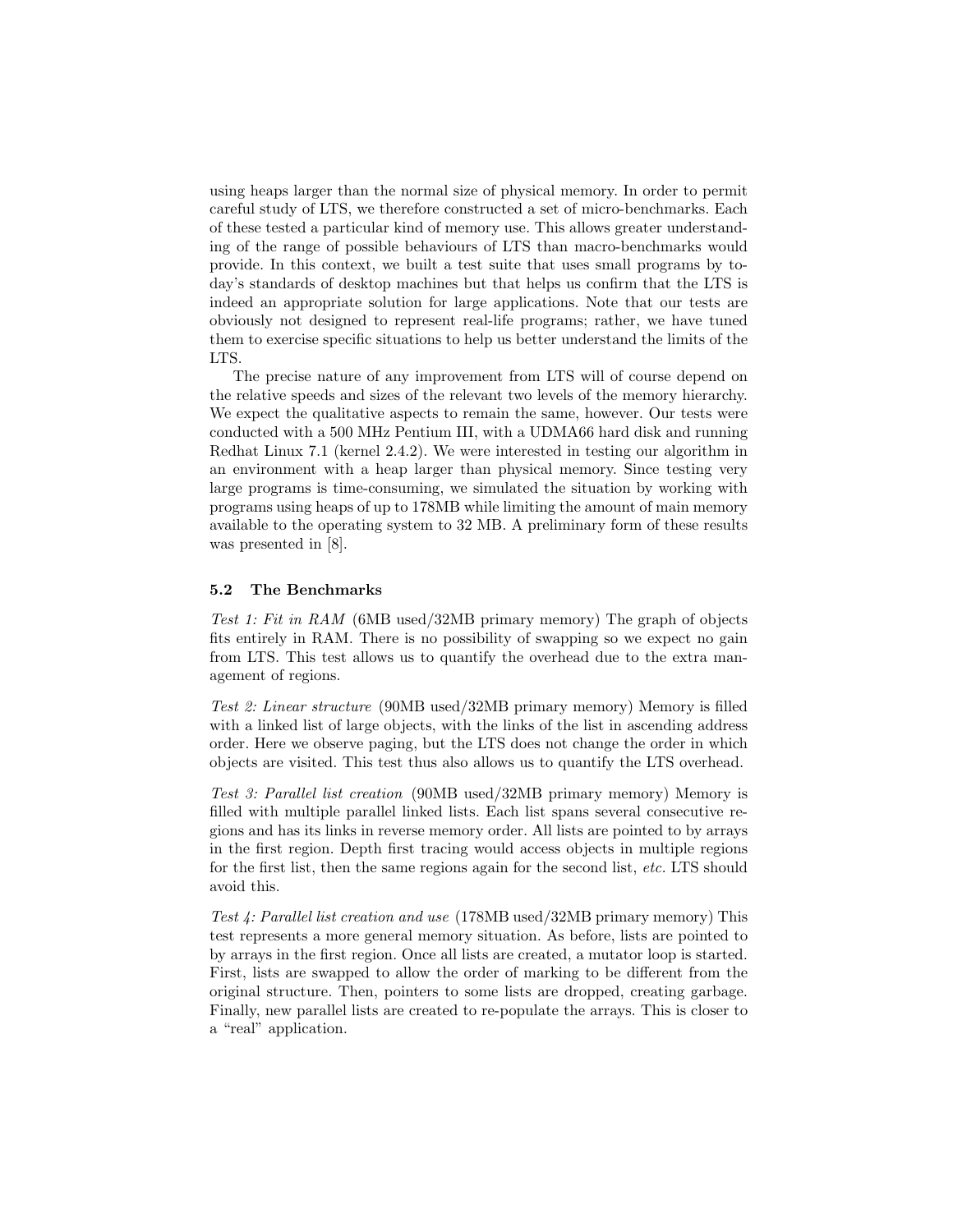using heaps larger than the normal size of physical memory. In order to permit careful study of LTS, we therefore constructed a set of micro-benchmarks. Each of these tested a particular kind of memory use. This allows greater understanding of the range of possible behaviours of LTS than macro-benchmarks would provide. In this context, we built a test suite that uses small programs by today's standards of desktop machines but that helps us confirm that the LTS is indeed an appropriate solution for large applications. Note that our tests are obviously not designed to represent real-life programs; rather, we have tuned them to exercise specific situations to help us better understand the limits of the LTS.

The precise nature of any improvement from LTS will of course depend on the relative speeds and sizes of the relevant two levels of the memory hierarchy. We expect the qualitative aspects to remain the same, however. Our tests were conducted with a 500 MHz Pentium III, with a UDMA66 hard disk and running Redhat Linux 7.1 (kernel 2.4.2). We were interested in testing our algorithm in an environment with a heap larger than physical memory. Since testing very large programs is time-consuming, we simulated the situation by working with programs using heaps of up to 178MB while limiting the amount of main memory available to the operating system to 32 MB. A preliminary form of these results was presented in [8].

### 5.2 The Benchmarks

*Test 1: Fit in RAM* (6MB used/32MB primary memory) The graph of objects fits entirely in RAM. There is no possibility of swapping so we expect no gain from LTS. This test allows us to quantify the overhead due to the extra management of regions.

*Test 2: Linear structure* (90MB used/32MB primary memory) Memory is filled with a linked list of large objects, with the links of the list in ascending address order. Here we observe paging, but the LTS does not change the order in which objects are visited. This test thus also allows us to quantify the LTS overhead.

*Test 3: Parallel list creation* (90MB used/32MB primary memory) Memory is filled with multiple parallel linked lists. Each list spans several consecutive regions and has its links in reverse memory order. All lists are pointed to by arrays in the first region. Depth first tracing would access objects in multiple regions for the first list, then the same regions again for the second list, *etc.* LTS should avoid this.

*Test 4: Parallel list creation and use* (178MB used/32MB primary memory) This test represents a more general memory situation. As before, lists are pointed to by arrays in the first region. Once all lists are created, a mutator loop is started. First, lists are swapped to allow the order of marking to be different from the original structure. Then, pointers to some lists are dropped, creating garbage. Finally, new parallel lists are created to re-populate the arrays. This is closer to a "real" application.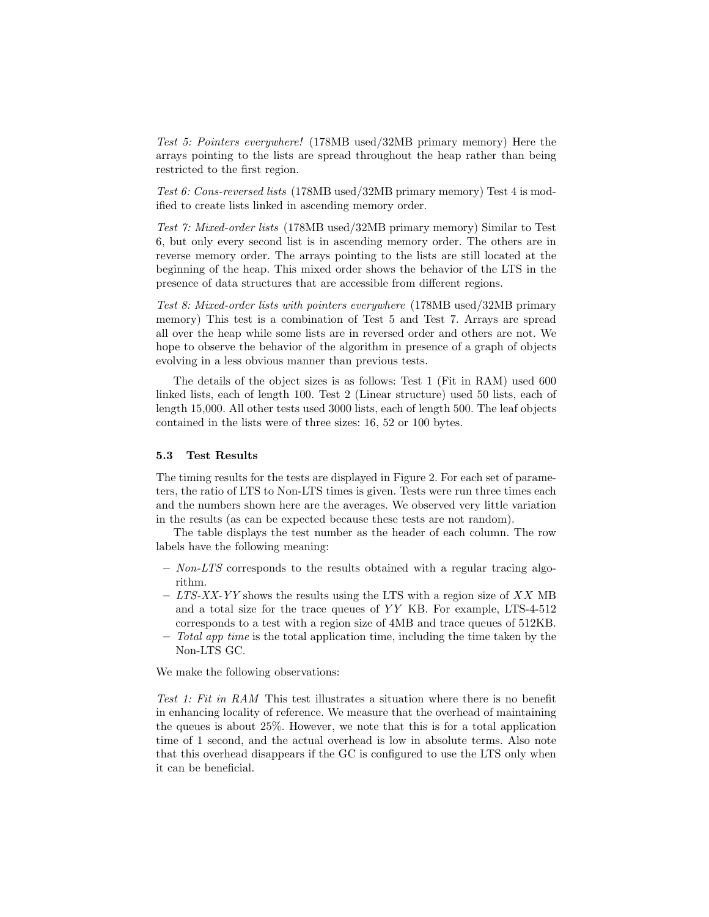*Test 5: Pointers everywhere!* (178MB used/32MB primary memory) Here the arrays pointing to the lists are spread throughout the heap rather than being restricted to the first region.

*Test 6: Cons-reversed lists* (178MB used/32MB primary memory) Test 4 is modified to create lists linked in ascending memory order.

*Test 7: Mixed-order lists* (178MB used/32MB primary memory) Similar to Test 6, but only every second list is in ascending memory order. The others are in reverse memory order. The arrays pointing to the lists are still located at the beginning of the heap. This mixed order shows the behavior of the LTS in the presence of data structures that are accessible from different regions.

*Test 8: Mixed-order lists with pointers everywhere* (178MB used/32MB primary memory) This test is a combination of Test 5 and Test 7. Arrays are spread all over the heap while some lists are in reversed order and others are not. We hope to observe the behavior of the algorithm in presence of a graph of objects evolving in a less obvious manner than previous tests.

The details of the object sizes is as follows: Test 1 (Fit in RAM) used 600 linked lists, each of length 100. Test 2 (Linear structure) used 50 lists, each of length 15,000. All other tests used 3000 lists, each of length 500. The leaf objects contained in the lists were of three sizes: 16, 52 or 100 bytes.

### 5.3 Test Results

The timing results for the tests are displayed in Figure 2. For each set of parameters, the ratio of LTS to Non-LTS times is given. Tests were run three times each and the numbers shown here are the averages. We observed very little variation in the results (as can be expected because these tests are not random).

The table displays the test number as the header of each column. The row labels have the following meaning:

- *Non-LTS* corresponds to the results obtained with a regular tracing algorithm.
- *LTS-XX-YY* shows the results using the LTS with a region size of $XX$ MB and a total size for the trace queues of $YY$ KB. For example, LTS-4-512 corresponds to a test with a region size of 4MB and trace queues of 512KB.
- *Total app time* is the total application time, including the time taken by the Non-LTS GC.

We make the following observations:

*Test 1: Fit in RAM* This test illustrates a situation where there is no benefit in enhancing locality of reference. We measure that the overhead of maintaining the queues is about 25%. However, we note that this is for a total application time of 1 second, and the actual overhead is low in absolute terms. Also note that this overhead disappears if the GC is configured to use the LTS only when it can be beneficial.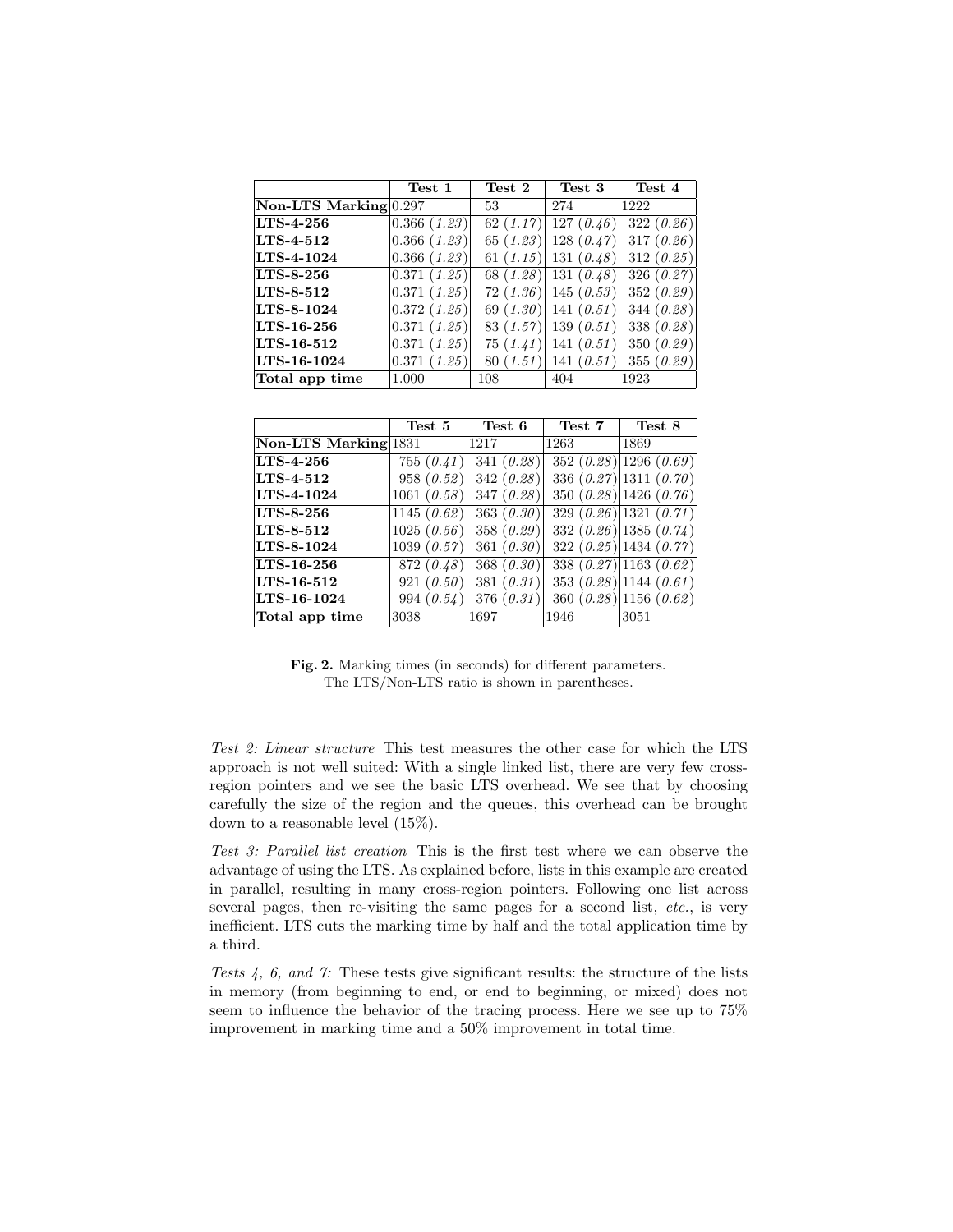| | **Test 1** | **Test 2** | **Test 3** | **Test 4** |
|---|---|---|---|---|
| **Non-LTS Marking** | 0.297 | 53 | 274 | 1222 |
| **LTS-4-256** | 0.366 (*1.23*) | 62 (*1.17*) | 127 (*0.46*) | 322 (*0.26*) |
| **LTS-4-512** | 0.366 (*1.23*) | 65 (*1.23*) | 128 (*0.47*) | 317 (*0.26*) |
| **LTS-4-1024** | 0.366 (*1.23*) | 61 (*1.15*) | 131 (*0.48*) | 312 (*0.25*) |
| **LTS-8-256** | 0.371 (*1.25*) | 68 (*1.28*) | 131 (*0.48*) | 326 (*0.27*) |
| **LTS-8-512** | 0.371 (*1.25*) | 72 (*1.36*) | 145 (*0.53*) | 352 (*0.29*) |
| **LTS-8-1024** | 0.372 (*1.25*) | 69 (*1.30*) | 141 (*0.51*) | 344 (*0.28*) |
| **LTS-16-256** | 0.371 (*1.25*) | 83 (*1.57*) | 139 (*0.51*) | 338 (*0.28*) |
| **LTS-16-512** | 0.371 (*1.25*) | 75 (*1.41*) | 141 (*0.51*) | 350 (*0.29*) |
| **LTS-16-1024** | 0.371 (*1.25*) | 80 (*1.51*) | 141 (*0.51*) | 355 (*0.29*) |
| **Total app time** | 1.000 | 108 | 404 | 1923 |

| | **Test 5** | **Test 6** | **Test 7** | **Test 8** |
|---|---|---|---|---|
| **Non-LTS Marking** | 1831 | 1217 | 1263 | 1869 |
| **LTS-4-256** | 755 (*0.41*) | 341 (*0.28*) | 352 (*0.28*) | 1296 (*0.69*) |
| **LTS-4-512** | 958 (*0.52*) | 342 (*0.28*) | 336 (*0.27*) | 1311 (*0.70*) |
| **LTS-4-1024** | 1061 (*0.58*) | 347 (*0.28*) | 350 (*0.28*) | 1426 (*0.76*) |
| **LTS-8-256** | 1145 (*0.62*) | 363 (*0.30*) | 329 (*0.26*) | 1321 (*0.71*) |
| **LTS-8-512** | 1025 (*0.56*) | 358 (*0.29*) | 332 (*0.26*) | 1385 (*0.74*) |
| **LTS-8-1024** | 1039 (*0.57*) | 361 (*0.30*) | 322 (*0.25*) | 1434 (*0.77*) |
| **LTS-16-256** | 872 (*0.48*) | 368 (*0.30*) | 338 (*0.27*) | 1163 (*0.62*) |
| **LTS-16-512** | 921 (*0.50*) | 381 (*0.31*) | 353 (*0.28*) | 1144 (*0.61*) |
| **LTS-16-1024** | 994 (*0.54*) | 376 (*0.31*) | 360 (*0.28*) | 1156 (*0.62*) |
| **Total app time** | 3038 | 1697 | 1946 | 3051 |

**Fig. 2.** Marking times (in seconds) for different parameters. The LTS/Non-LTS ratio is shown in parentheses.

*Test 2: Linear structure* This test measures the other case for which the LTS approach is not well suited: With a single linked list, there are very few cross-region pointers and we see the basic LTS overhead. We see that by choosing carefully the size of the region and the queues, this overhead can be brought down to a reasonable level (15%).

*Test 3: Parallel list creation* This is the first test where we can observe the advantage of using the LTS. As explained before, lists in this example are created in parallel, resulting in many cross-region pointers. Following one list across several pages, then re-visiting the same pages for a second list, *etc.*, is very inefficient. LTS cuts the marking time by half and the total application time by a third.

*Tests 4, 6, and 7:* These tests give significant results: the structure of the lists in memory (from beginning to end, or end to beginning, or mixed) does not seem to influence the behavior of the tracing process. Here we see up to 75% improvement in marking time and a 50% improvement in total time.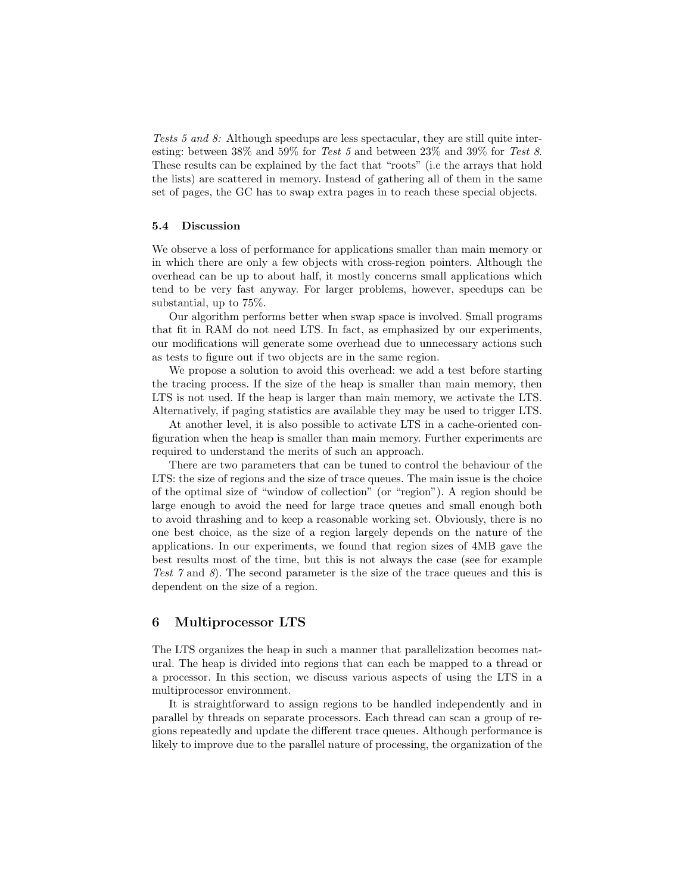*Tests 5 and 8:* Although speedups are less spectacular, they are still quite interesting: between 38% and 59% for *Test 5* and between 23% and 39% for *Test 8*. These results can be explained by the fact that "roots" (i.e the arrays that hold the lists) are scattered in memory. Instead of gathering all of them in the same set of pages, the GC has to swap extra pages in to reach these special objects.

### 5.4 Discussion

We observe a loss of performance for applications smaller than main memory or in which there are only a few objects with cross-region pointers. Although the overhead can be up to about half, it mostly concerns small applications which tend to be very fast anyway. For larger problems, however, speedups can be substantial, up to 75%.

Our algorithm performs better when swap space is involved. Small programs that fit in RAM do not need LTS. In fact, as emphasized by our experiments, our modifications will generate some overhead due to unnecessary actions such as tests to figure out if two objects are in the same region.

We propose a solution to avoid this overhead: we add a test before starting the tracing process. If the size of the heap is smaller than main memory, then LTS is not used. If the heap is larger than main memory, we activate the LTS. Alternatively, if paging statistics are available they may be used to trigger LTS.

At another level, it is also possible to activate LTS in a cache-oriented configuration when the heap is smaller than main memory. Further experiments are required to understand the merits of such an approach.

There are two parameters that can be tuned to control the behaviour of the LTS: the size of regions and the size of trace queues. The main issue is the choice of the optimal size of "window of collection" (or "region"). A region should be large enough to avoid the need for large trace queues and small enough both to avoid thrashing and to keep a reasonable working set. Obviously, there is no one best choice, as the size of a region largely depends on the nature of the applications. In our experiments, we found that region sizes of 4MB gave the best results most of the time, but this is not always the case (see for example *Test 7* and *8*). The second parameter is the size of the trace queues and this is dependent on the size of a region.

## 6 Multiprocessor LTS

The LTS organizes the heap in such a manner that parallelization becomes natural. The heap is divided into regions that can each be mapped to a thread or a processor. In this section, we discuss various aspects of using the LTS in a multiprocessor environment.

It is straightforward to assign regions to be handled independently and in parallel by threads on separate processors. Each thread can scan a group of regions repeatedly and update the different trace queues. Although performance is likely to improve due to the parallel nature of processing, the organization of the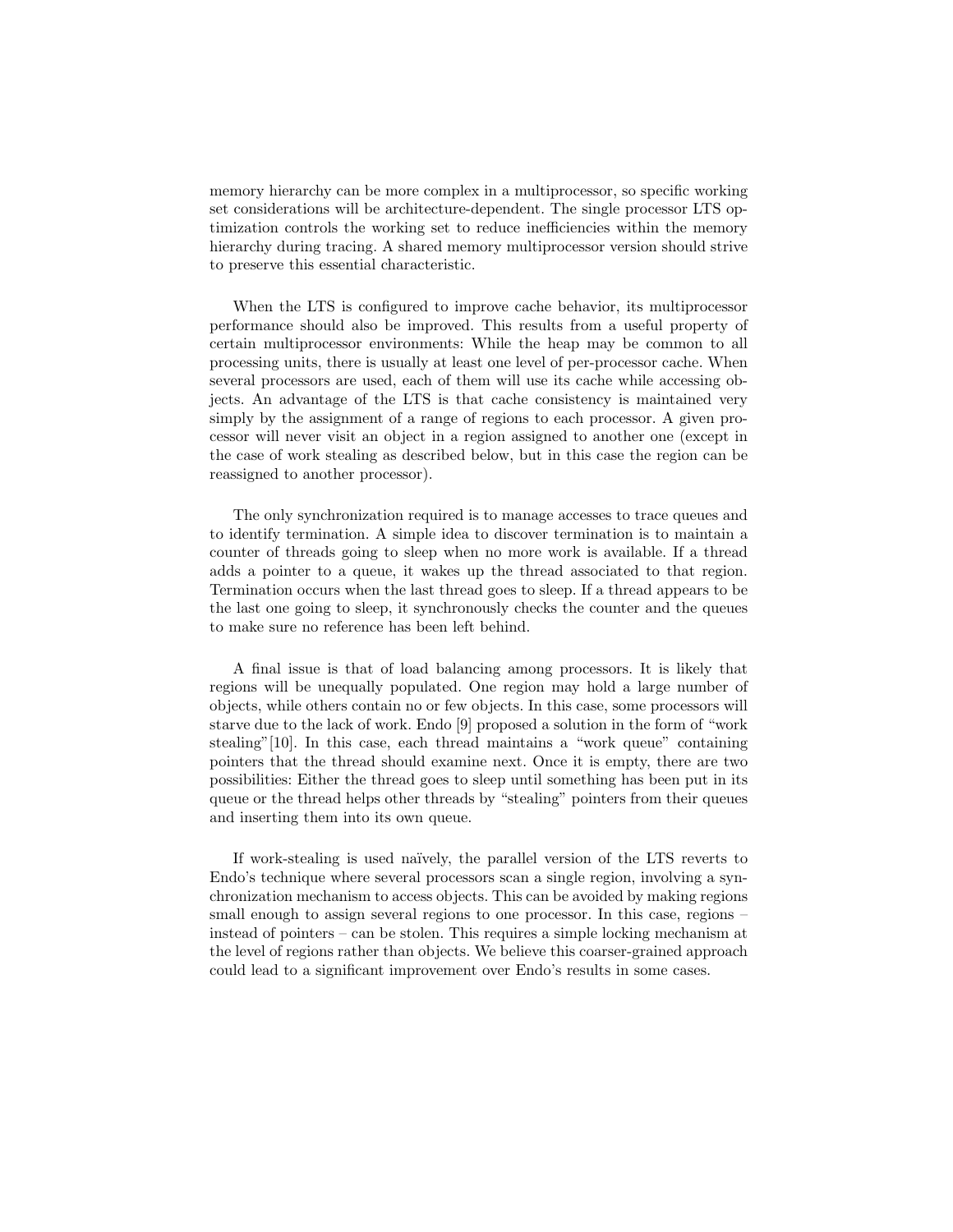memory hierarchy can be more complex in a multiprocessor, so specific working set considerations will be architecture-dependent. The single processor LTS optimization controls the working set to reduce inefficiencies within the memory hierarchy during tracing. A shared memory multiprocessor version should strive to preserve this essential characteristic.

When the LTS is configured to improve cache behavior, its multiprocessor performance should also be improved. This results from a useful property of certain multiprocessor environments: While the heap may be common to all processing units, there is usually at least one level of per-processor cache. When several processors are used, each of them will use its cache while accessing objects. An advantage of the LTS is that cache consistency is maintained very simply by the assignment of a range of regions to each processor. A given processor will never visit an object in a region assigned to another one (except in the case of work stealing as described below, but in this case the region can be reassigned to another processor).

The only synchronization required is to manage accesses to trace queues and to identify termination. A simple idea to discover termination is to maintain a counter of threads going to sleep when no more work is available. If a thread adds a pointer to a queue, it wakes up the thread associated to that region. Termination occurs when the last thread goes to sleep. If a thread appears to be the last one going to sleep, it synchronously checks the counter and the queues to make sure no reference has been left behind.

A final issue is that of load balancing among processors. It is likely that regions will be unequally populated. One region may hold a large number of objects, while others contain no or few objects. In this case, some processors will starve due to the lack of work. Endo [9] proposed a solution in the form of "work stealing"[10]. In this case, each thread maintains a "work queue" containing pointers that the thread should examine next. Once it is empty, there are two possibilities: Either the thread goes to sleep until something has been put in its queue or the thread helps other threads by "stealing" pointers from their queues and inserting them into its own queue.

If work-stealing is used naïvely, the parallel version of the LTS reverts to Endo's technique where several processors scan a single region, involving a synchronization mechanism to access objects. This can be avoided by making regions small enough to assign several regions to one processor. In this case, regions – instead of pointers – can be stolen. This requires a simple locking mechanism at the level of regions rather than objects. We believe this coarser-grained approach could lead to a significant improvement over Endo's results in some cases.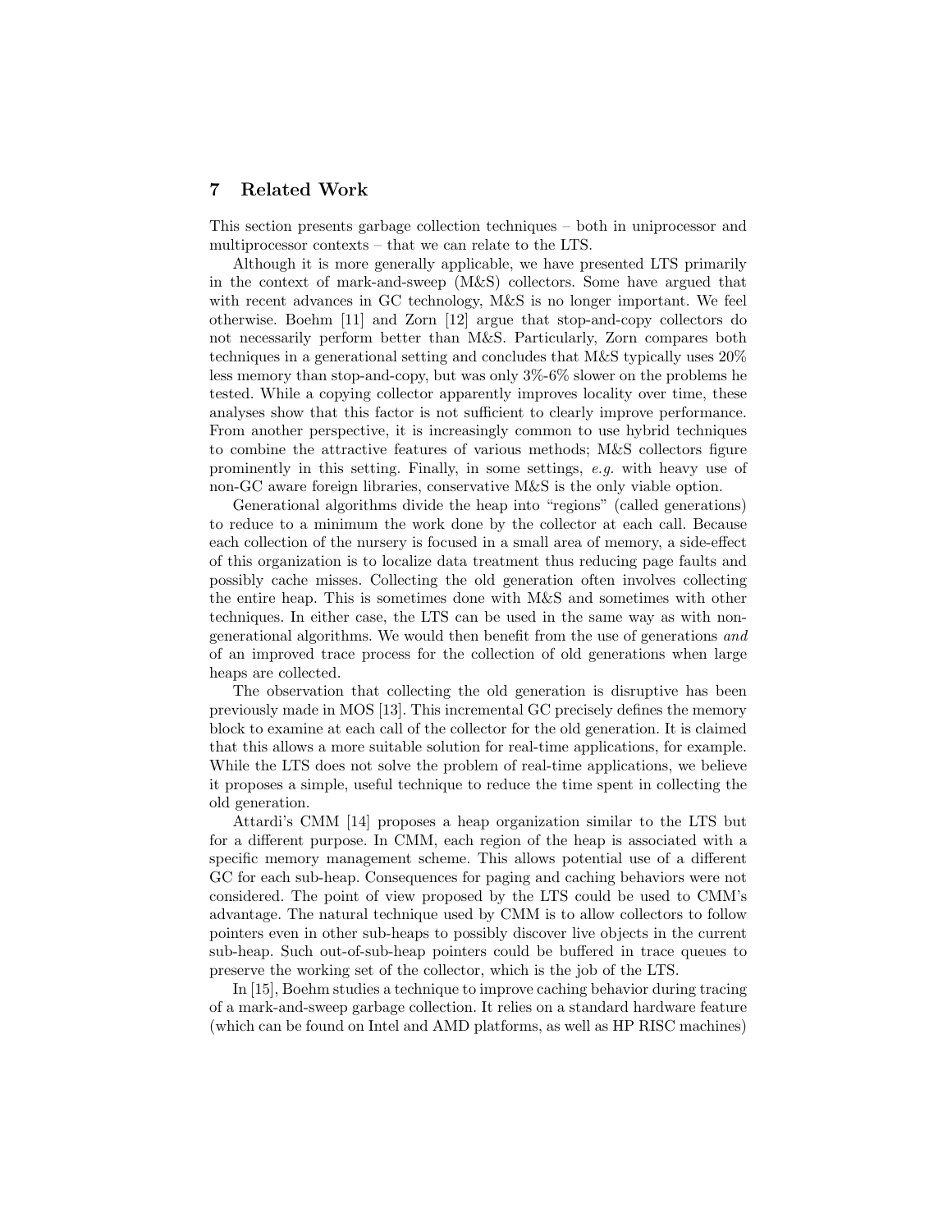## 7 Related Work

This section presents garbage collection techniques – both in uniprocessor and multiprocessor contexts – that we can relate to the LTS.

Although it is more generally applicable, we have presented LTS primarily in the context of mark-and-sweep (M&S) collectors. Some have argued that with recent advances in GC technology, M&S is no longer important. We feel otherwise. Boehm [11] and Zorn [12] argue that stop-and-copy collectors do not necessarily perform better than M&S. Particularly, Zorn compares both techniques in a generational setting and concludes that M&S typically uses 20% less memory than stop-and-copy, but was only 3%-6% slower on the problems he tested. While a copying collector apparently improves locality over time, these analyses show that this factor is not sufficient to clearly improve performance. From another perspective, it is increasingly common to use hybrid techniques to combine the attractive features of various methods; M&S collectors figure prominently in this setting. Finally, in some settings, *e.g.* with heavy use of non-GC aware foreign libraries, conservative M&S is the only viable option.

Generational algorithms divide the heap into "regions" (called generations) to reduce to a minimum the work done by the collector at each call. Because each collection of the nursery is focused in a small area of memory, a side-effect of this organization is to localize data treatment thus reducing page faults and possibly cache misses. Collecting the old generation often involves collecting the entire heap. This is sometimes done with M&S and sometimes with other techniques. In either case, the LTS can be used in the same way as with non-generational algorithms. We would then benefit from the use of generations *and* of an improved trace process for the collection of old generations when large heaps are collected.

The observation that collecting the old generation is disruptive has been previously made in MOS [13]. This incremental GC precisely defines the memory block to examine at each call of the collector for the old generation. It is claimed that this allows a more suitable solution for real-time applications, for example. While the LTS does not solve the problem of real-time applications, we believe it proposes a simple, useful technique to reduce the time spent in collecting the old generation.

Attardi's CMM [14] proposes a heap organization similar to the LTS but for a different purpose. In CMM, each region of the heap is associated with a specific memory management scheme. This allows potential use of a different GC for each sub-heap. Consequences for paging and caching behaviors were not considered. The point of view proposed by the LTS could be used to CMM's advantage. The natural technique used by CMM is to allow collectors to follow pointers even in other sub-heaps to possibly discover live objects in the current sub-heap. Such out-of-sub-heap pointers could be buffered in trace queues to preserve the working set of the collector, which is the job of the LTS.

In [15], Boehm studies a technique to improve caching behavior during tracing of a mark-and-sweep garbage collection. It relies on a standard hardware feature (which can be found on Intel and AMD platforms, as well as HP RISC machines)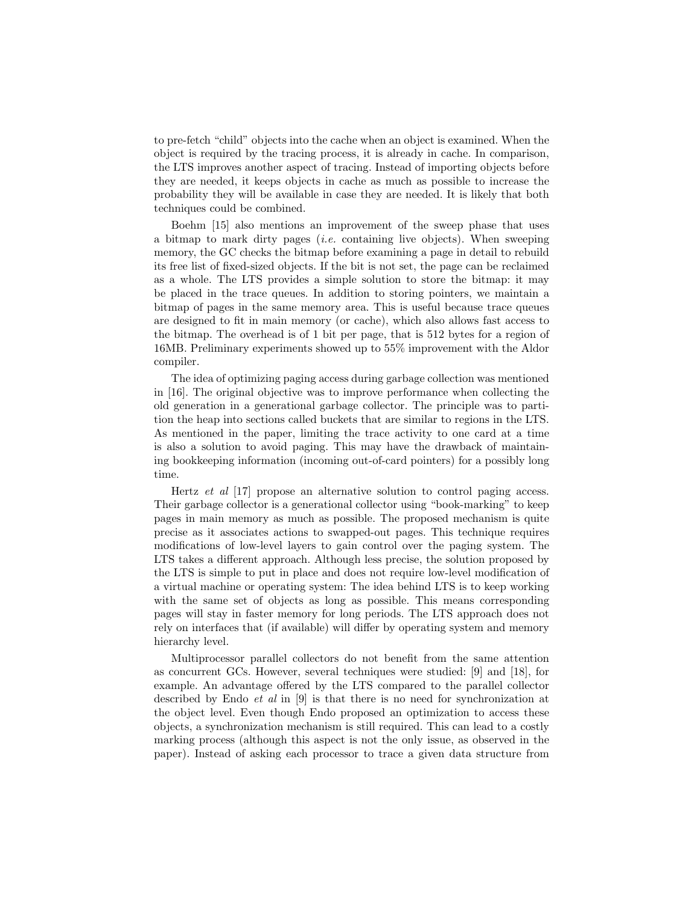to pre-fetch “child” objects into the cache when an object is examined. When the object is required by the tracing process, it is already in cache. In comparison, the LTS improves another aspect of tracing. Instead of importing objects before they are needed, it keeps objects in cache as much as possible to increase the probability they will be available in case they are needed. It is likely that both techniques could be combined.

Boehm [15] also mentions an improvement of the sweep phase that uses a bitmap to mark dirty pages (*i.e.* containing live objects). When sweeping memory, the GC checks the bitmap before examining a page in detail to rebuild its free list of fixed-sized objects. If the bit is not set, the page can be reclaimed as a whole. The LTS provides a simple solution to store the bitmap: it may be placed in the trace queues. In addition to storing pointers, we maintain a bitmap of pages in the same memory area. This is useful because trace queues are designed to fit in main memory (or cache), which also allows fast access to the bitmap. The overhead is of 1 bit per page, that is 512 bytes for a region of 16MB. Preliminary experiments showed up to 55% improvement with the Aldor compiler.

The idea of optimizing paging access during garbage collection was mentioned in [16]. The original objective was to improve performance when collecting the old generation in a generational garbage collector. The principle was to partition the heap into sections called buckets that are similar to regions in the LTS. As mentioned in the paper, limiting the trace activity to one card at a time is also a solution to avoid paging. This may have the drawback of maintaining bookkeeping information (incoming out-of-card pointers) for a possibly long time.

Hertz *et al* [17] propose an alternative solution to control paging access. Their garbage collector is a generational collector using “book-marking” to keep pages in main memory as much as possible. The proposed mechanism is quite precise as it associates actions to swapped-out pages. This technique requires modifications of low-level layers to gain control over the paging system. The LTS takes a different approach. Although less precise, the solution proposed by the LTS is simple to put in place and does not require low-level modification of a virtual machine or operating system: The idea behind LTS is to keep working with the same set of objects as long as possible. This means corresponding pages will stay in faster memory for long periods. The LTS approach does not rely on interfaces that (if available) will differ by operating system and memory hierarchy level.

Multiprocessor parallel collectors do not benefit from the same attention as concurrent GCs. However, several techniques were studied: [9] and [18], for example. An advantage offered by the LTS compared to the parallel collector described by Endo *et al* in [9] is that there is no need for synchronization at the object level. Even though Endo proposed an optimization to access these objects, a synchronization mechanism is still required. This can lead to a costly marking process (although this aspect is not the only issue, as observed in the paper). Instead of asking each processor to trace a given data structure from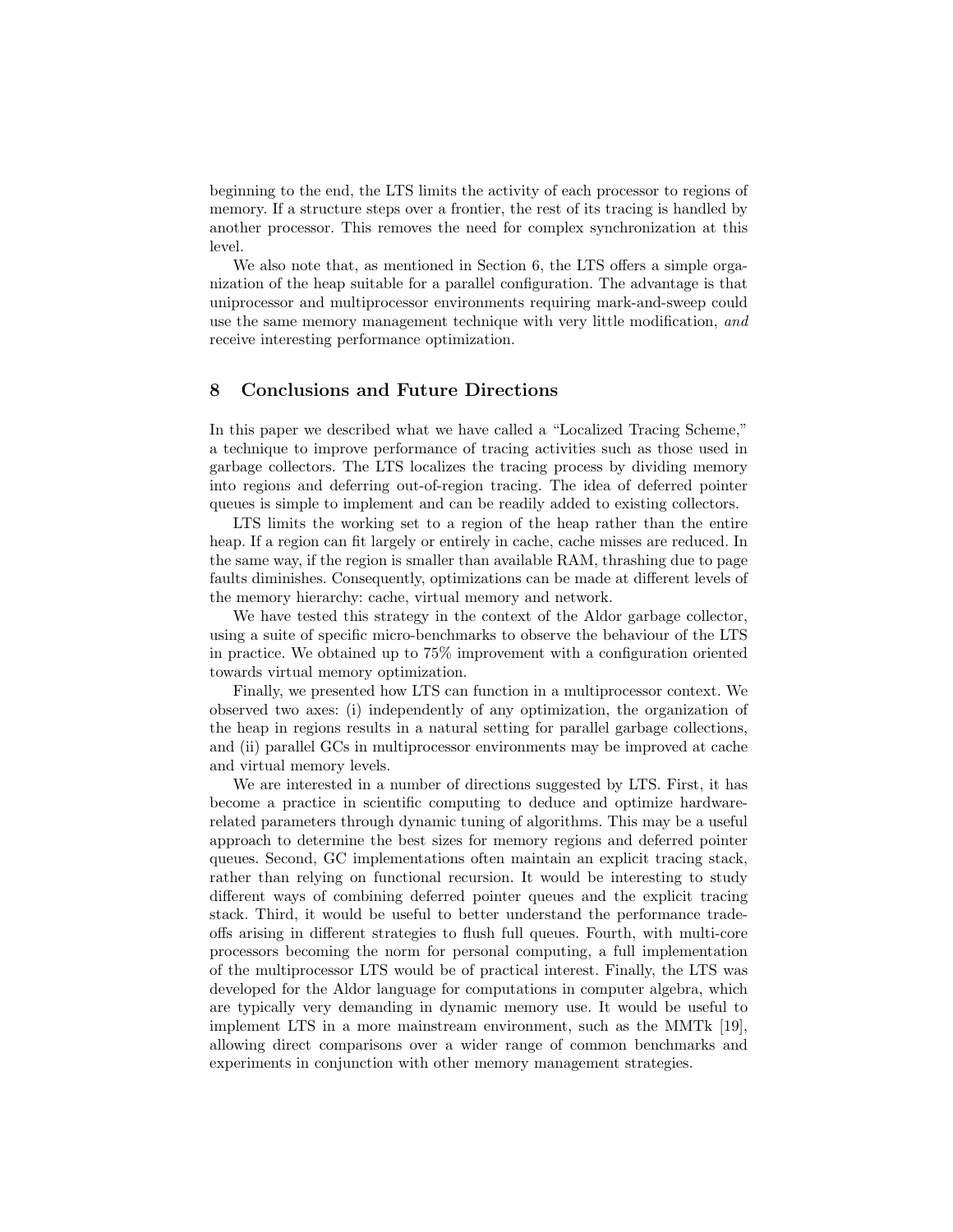beginning to the end, the LTS limits the activity of each processor to regions of memory. If a structure steps over a frontier, the rest of its tracing is handled by another processor. This removes the need for complex synchronization at this level.

We also note that, as mentioned in Section 6, the LTS offers a simple organization of the heap suitable for a parallel configuration. The advantage is that uniprocessor and multiprocessor environments requiring mark-and-sweep could use the same memory management technique with very little modification, *and* receive interesting performance optimization.

## 8 Conclusions and Future Directions

In this paper we described what we have called a "Localized Tracing Scheme," a technique to improve performance of tracing activities such as those used in garbage collectors. The LTS localizes the tracing process by dividing memory into regions and deferring out-of-region tracing. The idea of deferred pointer queues is simple to implement and can be readily added to existing collectors.

LTS limits the working set to a region of the heap rather than the entire heap. If a region can fit largely or entirely in cache, cache misses are reduced. In the same way, if the region is smaller than available RAM, thrashing due to page faults diminishes. Consequently, optimizations can be made at different levels of the memory hierarchy: cache, virtual memory and network.

We have tested this strategy in the context of the Aldor garbage collector, using a suite of specific micro-benchmarks to observe the behaviour of the LTS in practice. We obtained up to 75% improvement with a configuration oriented towards virtual memory optimization.

Finally, we presented how LTS can function in a multiprocessor context. We observed two axes: (i) independently of any optimization, the organization of the heap in regions results in a natural setting for parallel garbage collections, and (ii) parallel GCs in multiprocessor environments may be improved at cache and virtual memory levels.

We are interested in a number of directions suggested by LTS. First, it has become a practice in scientific computing to deduce and optimize hardware-related parameters through dynamic tuning of algorithms. This may be a useful approach to determine the best sizes for memory regions and deferred pointer queues. Second, GC implementations often maintain an explicit tracing stack, rather than relying on functional recursion. It would be interesting to study different ways of combining deferred pointer queues and the explicit tracing stack. Third, it would be useful to better understand the performance trade-offs arising in different strategies to flush full queues. Fourth, with multi-core processors becoming the norm for personal computing, a full implementation of the multiprocessor LTS would be of practical interest. Finally, the LTS was developed for the Aldor language for computations in computer algebra, which are typically very demanding in dynamic memory use. It would be useful to implement LTS in a more mainstream environment, such as the MMTk [19], allowing direct comparisons over a wider range of common benchmarks and experiments in conjunction with other memory management strategies.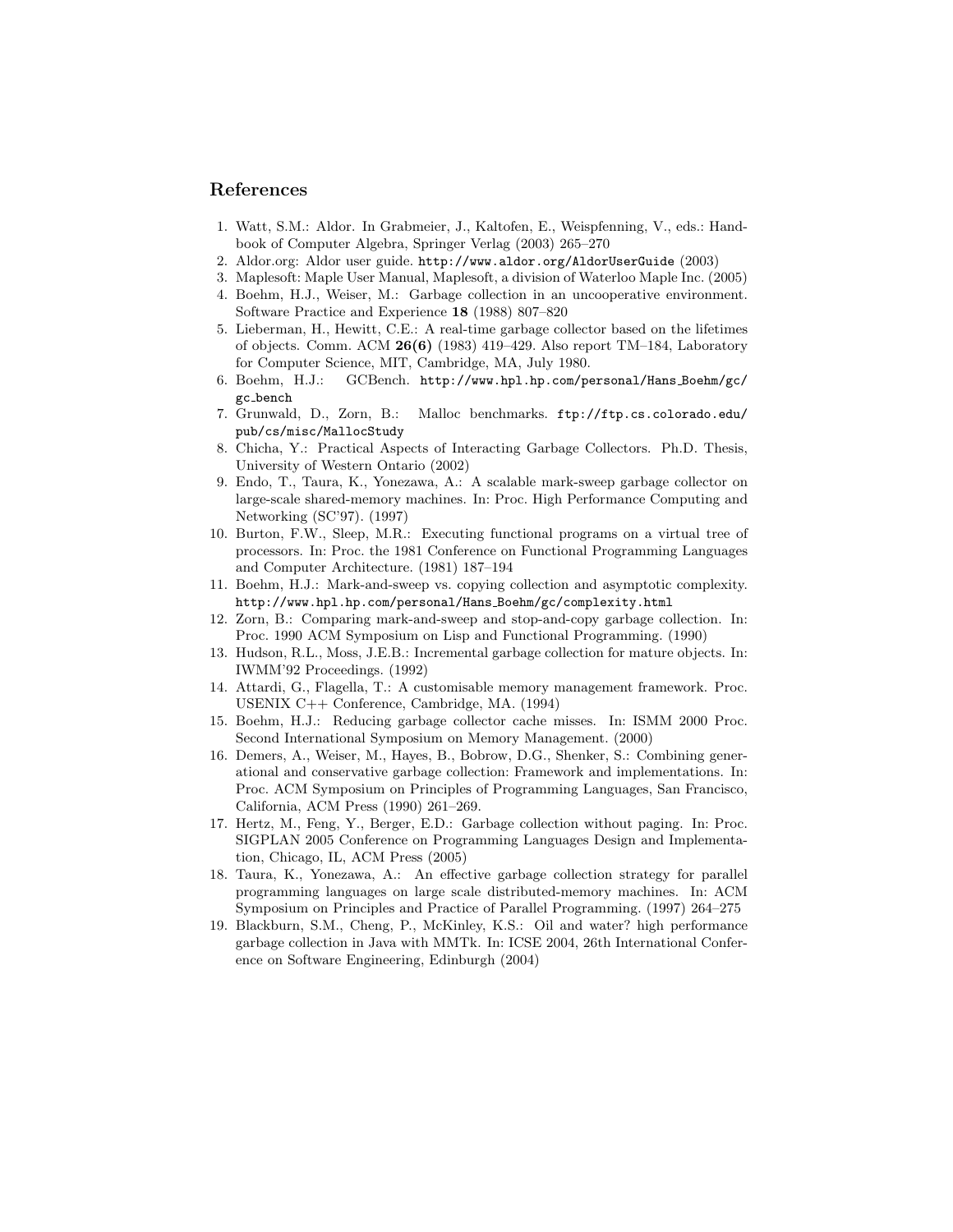## References

1. Watt, S.M.: Aldor. In Grabmeier, J., Kaltofen, E., Weispfenning, V., eds.: Handbook of Computer Algebra, Springer Verlag (2003) 265–270
2. Aldor.org: Aldor user guide. `http://www.aldor.org/AldorUserGuide` (2003)
3. Maplesoft: Maple User Manual, Maplesoft, a division of Waterloo Maple Inc. (2005)
4. Boehm, H.J., Weiser, M.: Garbage collection in an uncooperative environment. Software Practice and Experience **18** (1988) 807–820
5. Lieberman, H., Hewitt, C.E.: A real-time garbage collector based on the lifetimes of objects. Comm. ACM **26(6)** (1983) 419–429. Also report TM–184, Laboratory for Computer Science, MIT, Cambridge, MA, July 1980.
6. Boehm, H.J.: GCBench. `http://www.hpl.hp.com/personal/Hans_Boehm/gc/gc_bench`
7. Grunwald, D., Zorn, B.: Malloc benchmarks. `ftp://ftp.cs.colorado.edu/pub/cs/misc/MallocStudy`
8. Chicha, Y.: Practical Aspects of Interacting Garbage Collectors. Ph.D. Thesis, University of Western Ontario (2002)
9. Endo, T., Taura, K., Yonezawa, A.: A scalable mark-sweep garbage collector on large-scale shared-memory machines. In: Proc. High Performance Computing and Networking (SC'97). (1997)
10. Burton, F.W., Sleep, M.R.: Executing functional programs on a virtual tree of processors. In: Proc. the 1981 Conference on Functional Programming Languages and Computer Architecture. (1981) 187–194
11. Boehm, H.J.: Mark-and-sweep vs. copying collection and asymptotic complexity. `http://www.hpl.hp.com/personal/Hans_Boehm/gc/complexity.html`
12. Zorn, B.: Comparing mark-and-sweep and stop-and-copy garbage collection. In: Proc. 1990 ACM Symposium on Lisp and Functional Programming. (1990)
13. Hudson, R.L., Moss, J.E.B.: Incremental garbage collection for mature objects. In: IWMM'92 Proceedings. (1992)
14. Attardi, G., Flagella, T.: A customisable memory management framework. Proc. USENIX C++ Conference, Cambridge, MA. (1994)
15. Boehm, H.J.: Reducing garbage collector cache misses. In: ISMM 2000 Proc. Second International Symposium on Memory Management. (2000)
16. Demers, A., Weiser, M., Hayes, B., Bobrow, D.G., Shenker, S.: Combining generational and conservative garbage collection: Framework and implementations. In: Proc. ACM Symposium on Principles of Programming Languages, San Francisco, California, ACM Press (1990) 261–269.
17. Hertz, M., Feng, Y., Berger, E.D.: Garbage collection without paging. In: Proc. SIGPLAN 2005 Conference on Programming Languages Design and Implementation, Chicago, IL, ACM Press (2005)
18. Taura, K., Yonezawa, A.: An effective garbage collection strategy for parallel programming languages on large scale distributed-memory machines. In: ACM Symposium on Principles and Practice of Parallel Programming. (1997) 264–275
19. Blackburn, S.M., Cheng, P., McKinley, K.S.: Oil and water? high performance garbage collection in Java with MMTk. In: ICSE 2004, 26th International Conference on Software Engineering, Edinburgh (2004)